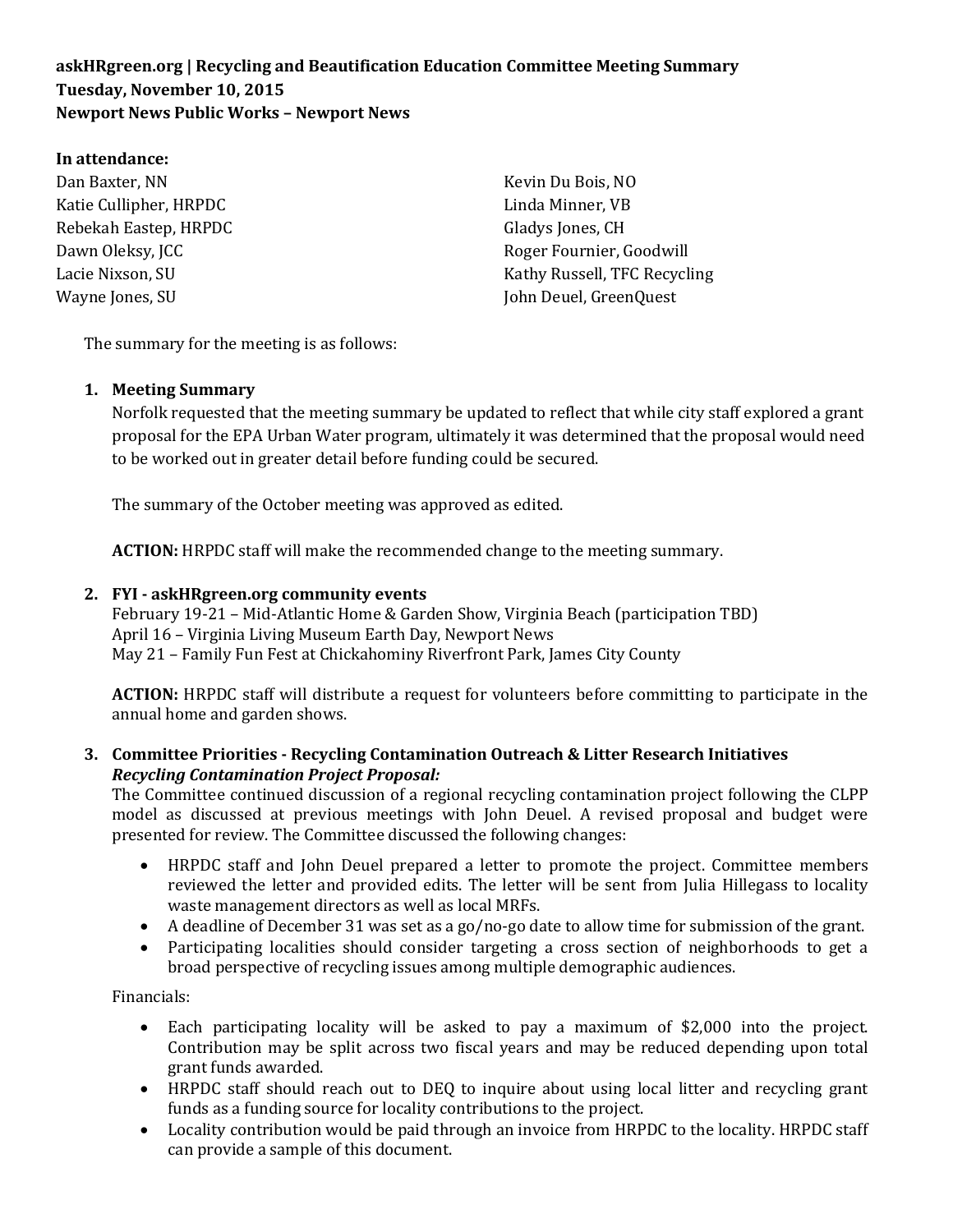**askHRgreen.org | Recycling and Beautification Education Committee Meeting Summary**
**Tuesday, November 10, 2015**
**Newport News Public Works – Newport News**

**In attendance:**

Dan Baxter, NN
Katie Cullipher, HRPDC
Rebekah Eastep, HRPDC
Dawn Oleksy, JCC
Lacie Nixson, SU
Wayne Jones, SU
Kevin Du Bois, NO
Linda Minner, VB
Gladys Jones, CH
Roger Fournier, Goodwill
Kathy Russell, TFC Recycling
John Deuel, GreenQuest

The summary for the meeting is as follows:

1. **Meeting Summary**

   Norfolk requested that the meeting summary be updated to reflect that while city staff explored a grant proposal for the EPA Urban Water program, ultimately it was determined that the proposal would need to be worked out in greater detail before funding could be secured.

   The summary of the October meeting was approved as edited.

   **ACTION:** HRPDC staff will make the recommended change to the meeting summary.

2. **FYI - askHRgreen.org community events**

   February 19-21 – Mid-Atlantic Home & Garden Show, Virginia Beach (participation TBD)
   April 16 – Virginia Living Museum Earth Day, Newport News
   May 21 – Family Fun Fest at Chickahominy Riverfront Park, James City County

   **ACTION:** HRPDC staff will distribute a request for volunteers before committing to participate in the annual home and garden shows.

3. **Committee Priorities - Recycling Contamination Outreach & Litter Research Initiatives**

   ***Recycling Contamination Project Proposal:***

   The Committee continued discussion of a regional recycling contamination project following the CLPP model as discussed at previous meetings with John Deuel. A revised proposal and budget were presented for review. The Committee discussed the following changes:

   - HRPDC staff and John Deuel prepared a letter to promote the project. Committee members reviewed the letter and provided edits. The letter will be sent from Julia Hillegass to locality waste management directors as well as local MRFs.
   - A deadline of December 31 was set as a go/no-go date to allow time for submission of the grant.
   - Participating localities should consider targeting a cross section of neighborhoods to get a broad perspective of recycling issues among multiple demographic audiences.

   Financials:

   - Each participating locality will be asked to pay a maximum of $2,000 into the project. Contribution may be split across two fiscal years and may be reduced depending upon total grant funds awarded.
   - HRPDC staff should reach out to DEQ to inquire about using local litter and recycling grant funds as a funding source for locality contributions to the project.
   - Locality contribution would be paid through an invoice from HRPDC to the locality. HRPDC staff can provide a sample of this document.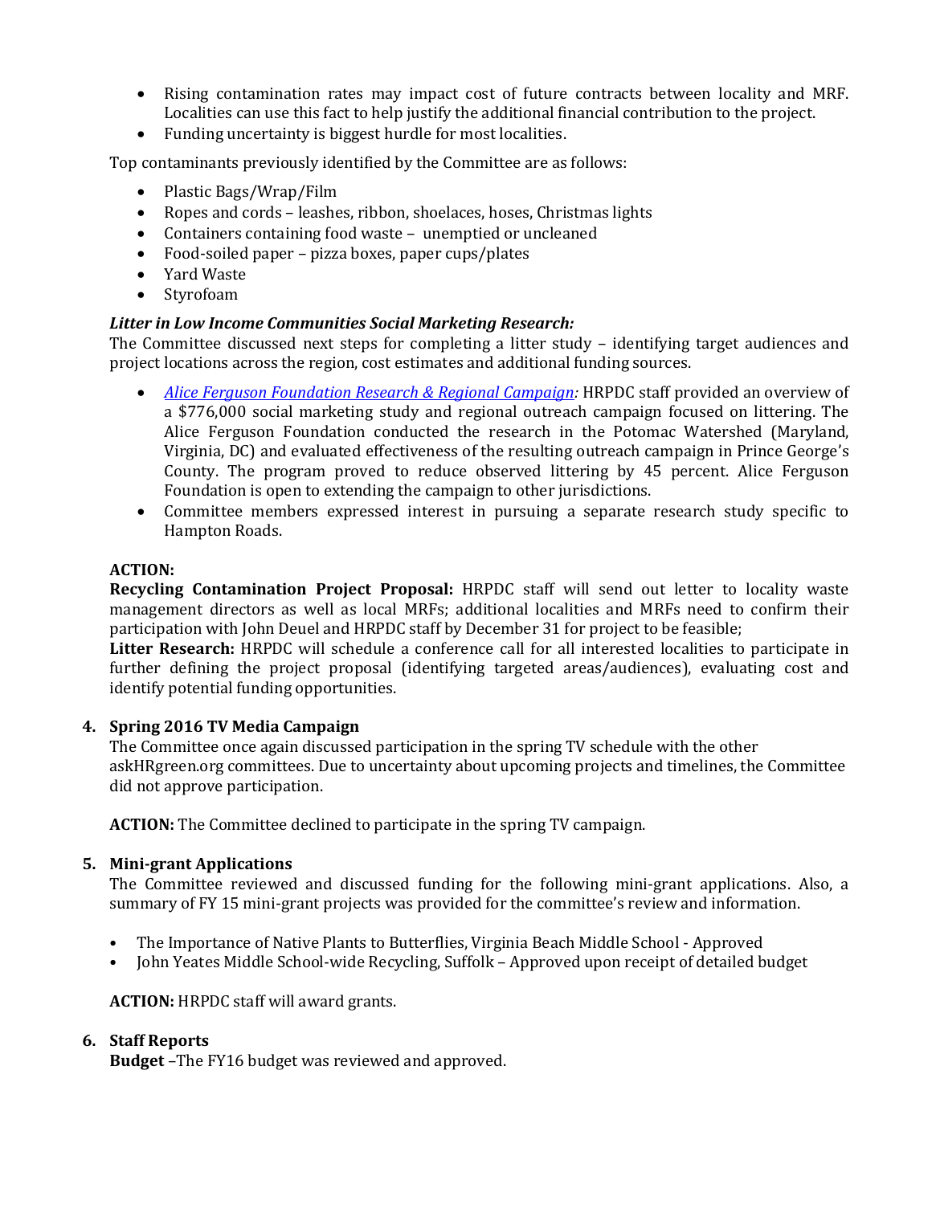- Rising contamination rates may impact cost of future contracts between locality and MRF. Localities can use this fact to help justify the additional financial contribution to the project.
- Funding uncertainty is biggest hurdle for most localities.

Top contaminants previously identified by the Committee are as follows:

- Plastic Bags/Wrap/Film
- Ropes and cords – leashes, ribbon, shoelaces, hoses, Christmas lights
- Containers containing food waste – unemptied or uncleaned
- Food-soiled paper – pizza boxes, paper cups/plates
- Yard Waste
- Styrofoam

***Litter in Low Income Communities Social Marketing Research:***

The Committee discussed next steps for completing a litter study – identifying target audiences and project locations across the region, cost estimates and additional funding sources.

- *Alice Ferguson Foundation Research & Regional Campaign:* HRPDC staff provided an overview of a $776,000 social marketing study and regional outreach campaign focused on littering. The Alice Ferguson Foundation conducted the research in the Potomac Watershed (Maryland, Virginia, DC) and evaluated effectiveness of the resulting outreach campaign in Prince George's County. The program proved to reduce observed littering by 45 percent. Alice Ferguson Foundation is open to extending the campaign to other jurisdictions.
- Committee members expressed interest in pursuing a separate research study specific to Hampton Roads.

**ACTION:**

**Recycling Contamination Project Proposal:** HRPDC staff will send out letter to locality waste management directors as well as local MRFs; additional localities and MRFs need to confirm their participation with John Deuel and HRPDC staff by December 31 for project to be feasible;

**Litter Research:** HRPDC will schedule a conference call for all interested localities to participate in further defining the project proposal (identifying targeted areas/audiences), evaluating cost and identify potential funding opportunities.

**4. Spring 2016 TV Media Campaign**

The Committee once again discussed participation in the spring TV schedule with the other askHRgreen.org committees. Due to uncertainty about upcoming projects and timelines, the Committee did not approve participation.

**ACTION:** The Committee declined to participate in the spring TV campaign.

**5. Mini-grant Applications**

The Committee reviewed and discussed funding for the following mini-grant applications. Also, a summary of FY 15 mini-grant projects was provided for the committee's review and information.

- The Importance of Native Plants to Butterflies, Virginia Beach Middle School - Approved
- John Yeates Middle School-wide Recycling, Suffolk – Approved upon receipt of detailed budget

**ACTION:** HRPDC staff will award grants.

**6. Staff Reports**

**Budget** –The FY16 budget was reviewed and approved.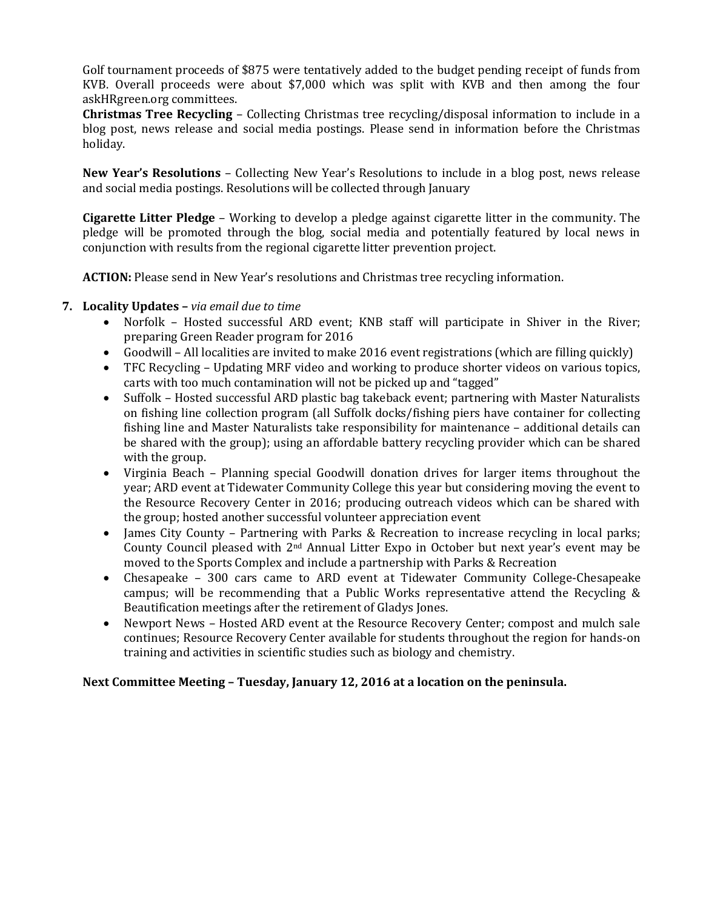Golf tournament proceeds of $875 were tentatively added to the budget pending receipt of funds from KVB. Overall proceeds were about $7,000 which was split with KVB and then among the four askHRgreen.org committees.

**Christmas Tree Recycling** – Collecting Christmas tree recycling/disposal information to include in a blog post, news release and social media postings. Please send in information before the Christmas holiday.

**New Year's Resolutions** – Collecting New Year's Resolutions to include in a blog post, news release and social media postings. Resolutions will be collected through January

**Cigarette Litter Pledge** – Working to develop a pledge against cigarette litter in the community. The pledge will be promoted through the blog, social media and potentially featured by local news in conjunction with results from the regional cigarette litter prevention project.

**ACTION:** Please send in New Year's resolutions and Christmas tree recycling information.

7. **Locality Updates –** *via email due to time*
   - Norfolk – Hosted successful ARD event; KNB staff will participate in Shiver in the River; preparing Green Reader program for 2016
   - Goodwill – All localities are invited to make 2016 event registrations (which are filling quickly)
   - TFC Recycling – Updating MRF video and working to produce shorter videos on various topics, carts with too much contamination will not be picked up and "tagged"
   - Suffolk – Hosted successful ARD plastic bag takeback event; partnering with Master Naturalists on fishing line collection program (all Suffolk docks/fishing piers have container for collecting fishing line and Master Naturalists take responsibility for maintenance – additional details can be shared with the group); using an affordable battery recycling provider which can be shared with the group.
   - Virginia Beach – Planning special Goodwill donation drives for larger items throughout the year; ARD event at Tidewater Community College this year but considering moving the event to the Resource Recovery Center in 2016; producing outreach videos which can be shared with the group; hosted another successful volunteer appreciation event
   - James City County – Partnering with Parks & Recreation to increase recycling in local parks; County Council pleased with 2nd Annual Litter Expo in October but next year's event may be moved to the Sports Complex and include a partnership with Parks & Recreation
   - Chesapeake – 300 cars came to ARD event at Tidewater Community College-Chesapeake campus; will be recommending that a Public Works representative attend the Recycling & Beautification meetings after the retirement of Gladys Jones.
   - Newport News – Hosted ARD event at the Resource Recovery Center; compost and mulch sale continues; Resource Recovery Center available for students throughout the region for hands-on training and activities in scientific studies such as biology and chemistry.

**Next Committee Meeting – Tuesday, January 12, 2016 at a location on the peninsula.**